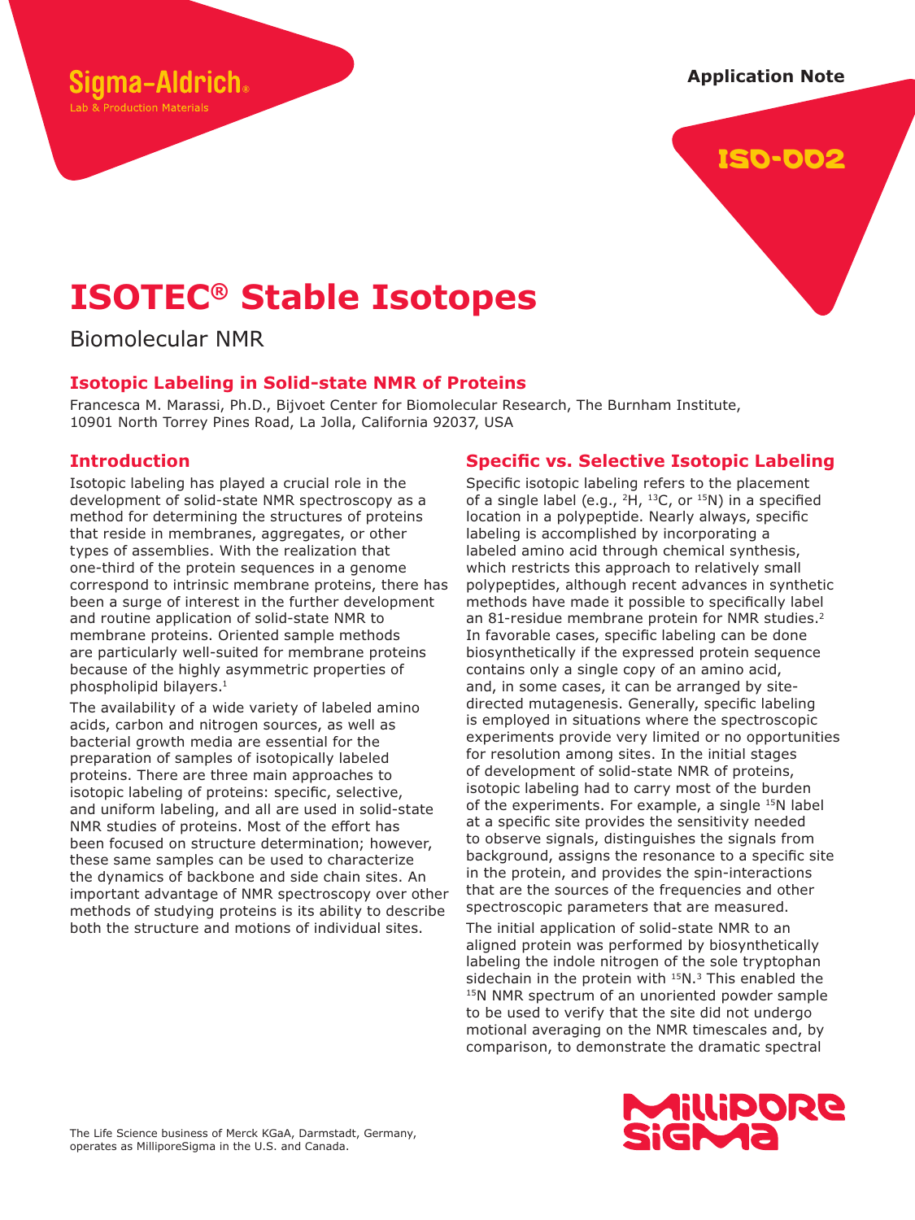Sigma-Aldrich®
Lab & Production Materials

Application Note

ISO-002

# ISOTEC® Stable Isotopes

Biomolecular NMR

## Isotopic Labeling in Solid-state NMR of Proteins

Francesca M. Marassi, Ph.D., Bijvoet Center for Biomolecular Research, The Burnham Institute, 10901 North Torrey Pines Road, La Jolla, California 92037, USA

## Introduction

Isotopic labeling has played a crucial role in the development of solid-state NMR spectroscopy as a method for determining the structures of proteins that reside in membranes, aggregates, or other types of assemblies. With the realization that one-third of the protein sequences in a genome correspond to intrinsic membrane proteins, there has been a surge of interest in the further development and routine application of solid-state NMR to membrane proteins. Oriented sample methods are particularly well-suited for membrane proteins because of the highly asymmetric properties of phospholipid bilayers.[1]

The availability of a wide variety of labeled amino acids, carbon and nitrogen sources, as well as bacterial growth media are essential for the preparation of samples of isotopically labeled proteins. There are three main approaches to isotopic labeling of proteins: specific, selective, and uniform labeling, and all are used in solid-state NMR studies of proteins. Most of the effort has been focused on structure determination; however, these same samples can be used to characterize the dynamics of backbone and side chain sites. An important advantage of NMR spectroscopy over other methods of studying proteins is its ability to describe both the structure and motions of individual sites.

## Specific vs. Selective Isotopic Labeling

Specific isotopic labeling refers to the placement of a single label (e.g., $^{2}H$, $^{13}C$, or $^{15}N$) in a specified location in a polypeptide. Nearly always, specific labeling is accomplished by incorporating a labeled amino acid through chemical synthesis, which restricts this approach to relatively small polypeptides, although recent advances in synthetic methods have made it possible to specifically label an 81-residue membrane protein for NMR studies.[2] In favorable cases, specific labeling can be done biosynthetically if the expressed protein sequence contains only a single copy of an amino acid, and, in some cases, it can be arranged by site-directed mutagenesis. Generally, specific labeling is employed in situations where the spectroscopic experiments provide very limited or no opportunities for resolution among sites. In the initial stages of development of solid-state NMR of proteins, isotopic labeling had to carry most of the burden of the experiments. For example, a single $^{15}N$ label at a specific site provides the sensitivity needed to observe signals, distinguishes the signals from background, assigns the resonance to a specific site in the protein, and provides the spin-interactions that are the sources of the frequencies and other spectroscopic parameters that are measured.

The initial application of solid-state NMR to an aligned protein was performed by biosynthetically labeling the indole nitrogen of the sole tryptophan sidechain in the protein with $^{15}N$.[3] This enabled the $^{15}N$ NMR spectrum of an unoriented powder sample to be used to verify that the site did not undergo motional averaging on the NMR timescales and, by comparison, to demonstrate the dramatic spectral

The Life Science business of Merck KGaA, Darmstadt, Germany, operates as MilliporeSigma in the U.S. and Canada.

MilliporeSigma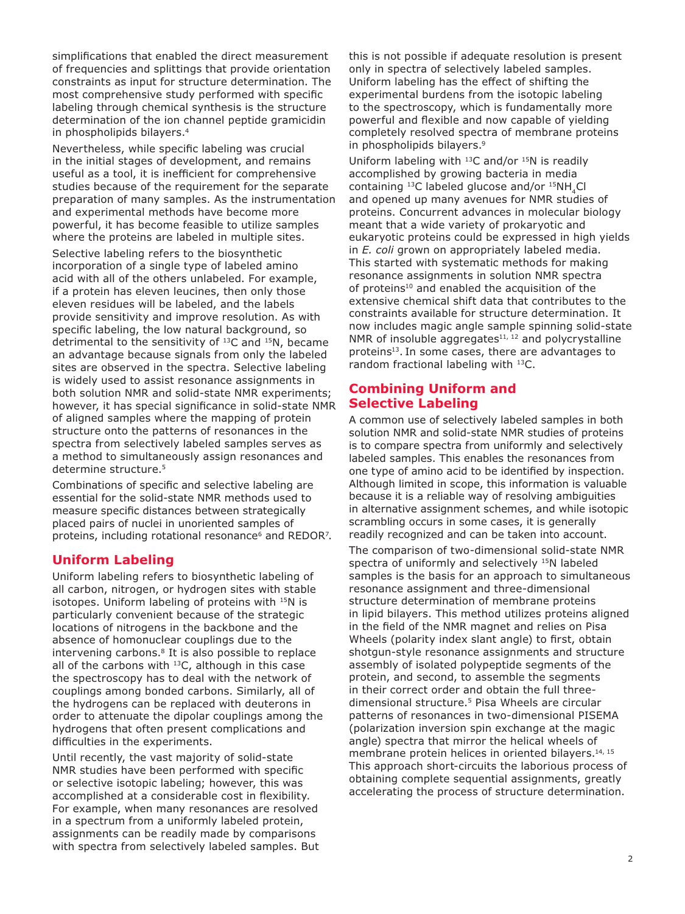simplifications that enabled the direct measurement of frequencies and splittings that provide orientation constraints as input for structure determination. The most comprehensive study performed with specific labeling through chemical synthesis is the structure determination of the ion channel peptide gramicidin in phospholipids bilayers.[4]

Nevertheless, while specific labeling was crucial in the initial stages of development, and remains useful as a tool, it is inefficient for comprehensive studies because of the requirement for the separate preparation of many samples. As the instrumentation and experimental methods have become more powerful, it has become feasible to utilize samples where the proteins are labeled in multiple sites.

Selective labeling refers to the biosynthetic incorporation of a single type of labeled amino acid with all of the others unlabeled. For example, if a protein has eleven leucines, then only those eleven residues will be labeled, and the labels provide sensitivity and improve resolution. As with specific labeling, the low natural background, so detrimental to the sensitivity of $^{13}C$ and $^{15}N$, became an advantage because signals from only the labeled sites are observed in the spectra. Selective labeling is widely used to assist resonance assignments in both solution NMR and solid-state NMR experiments; however, it has special significance in solid-state NMR of aligned samples where the mapping of protein structure onto the patterns of resonances in the spectra from selectively labeled samples serves as a method to simultaneously assign resonances and determine structure.[5]

Combinations of specific and selective labeling are essential for the solid-state NMR methods used to measure specific distances between strategically placed pairs of nuclei in unoriented samples of proteins, including rotational resonance[6] and REDOR[7].

## Uniform Labeling

Uniform labeling refers to biosynthetic labeling of all carbon, nitrogen, or hydrogen sites with stable isotopes. Uniform labeling of proteins with $^{15}N$ is particularly convenient because of the strategic locations of nitrogens in the backbone and the absence of homonuclear couplings due to the intervening carbons.[8] It is also possible to replace all of the carbons with $^{13}C$, although in this case the spectroscopy has to deal with the network of couplings among bonded carbons. Similarly, all of the hydrogens can be replaced with deuterons in order to attenuate the dipolar couplings among the hydrogens that often present complications and difficulties in the experiments.

Until recently, the vast majority of solid-state NMR studies have been performed with specific or selective isotopic labeling; however, this was accomplished at a considerable cost in flexibility. For example, when many resonances are resolved in a spectrum from a uniformly labeled protein, assignments can be readily made by comparisons with spectra from selectively labeled samples. But this is not possible if adequate resolution is present only in spectra of selectively labeled samples. Uniform labeling has the effect of shifting the experimental burdens from the isotopic labeling to the spectroscopy, which is fundamentally more powerful and flexible and now capable of yielding completely resolved spectra of membrane proteins in phospholipids bilayers.[9]

Uniform labeling with $^{13}C$ and/or $^{15}N$ is readily accomplished by growing bacteria in media containing $^{13}C$ labeled glucose and/or $^{15}NH_4Cl$ and opened up many avenues for NMR studies of proteins. Concurrent advances in molecular biology meant that a wide variety of prokaryotic and eukaryotic proteins could be expressed in high yields in *E. coli* grown on appropriately labeled media. This started with systematic methods for making resonance assignments in solution NMR spectra of proteins[10] and enabled the acquisition of the extensive chemical shift data that contributes to the constraints available for structure determination. It now includes magic angle sample spinning solid-state NMR of insoluble aggregates[11, 12] and polycrystalline proteins[13]. In some cases, there are advantages to random fractional labeling with $^{13}C$.

## Combining Uniform and Selective Labeling

A common use of selectively labeled samples in both solution NMR and solid-state NMR studies of proteins is to compare spectra from uniformly and selectively labeled samples. This enables the resonances from one type of amino acid to be identified by inspection. Although limited in scope, this information is valuable because it is a reliable way of resolving ambiguities in alternative assignment schemes, and while isotopic scrambling occurs in some cases, it is generally readily recognized and can be taken into account.

The comparison of two-dimensional solid-state NMR spectra of uniformly and selectively $^{15}N$ labeled samples is the basis for an approach to simultaneous resonance assignment and three-dimensional structure determination of membrane proteins in lipid bilayers. This method utilizes proteins aligned in the field of the NMR magnet and relies on Pisa Wheels (polarity index slant angle) to first, obtain shotgun-style resonance assignments and structure assembly of isolated polypeptide segments of the protein, and second, to assemble the segments in their correct order and obtain the full three-dimensional structure.[5] Pisa Wheels are circular patterns of resonances in two-dimensional PISEMA (polarization inversion spin exchange at the magic angle) spectra that mirror the helical wheels of membrane protein helices in oriented bilayers.[14, 15] This approach short-circuits the laborious process of obtaining complete sequential assignments, greatly accelerating the process of structure determination.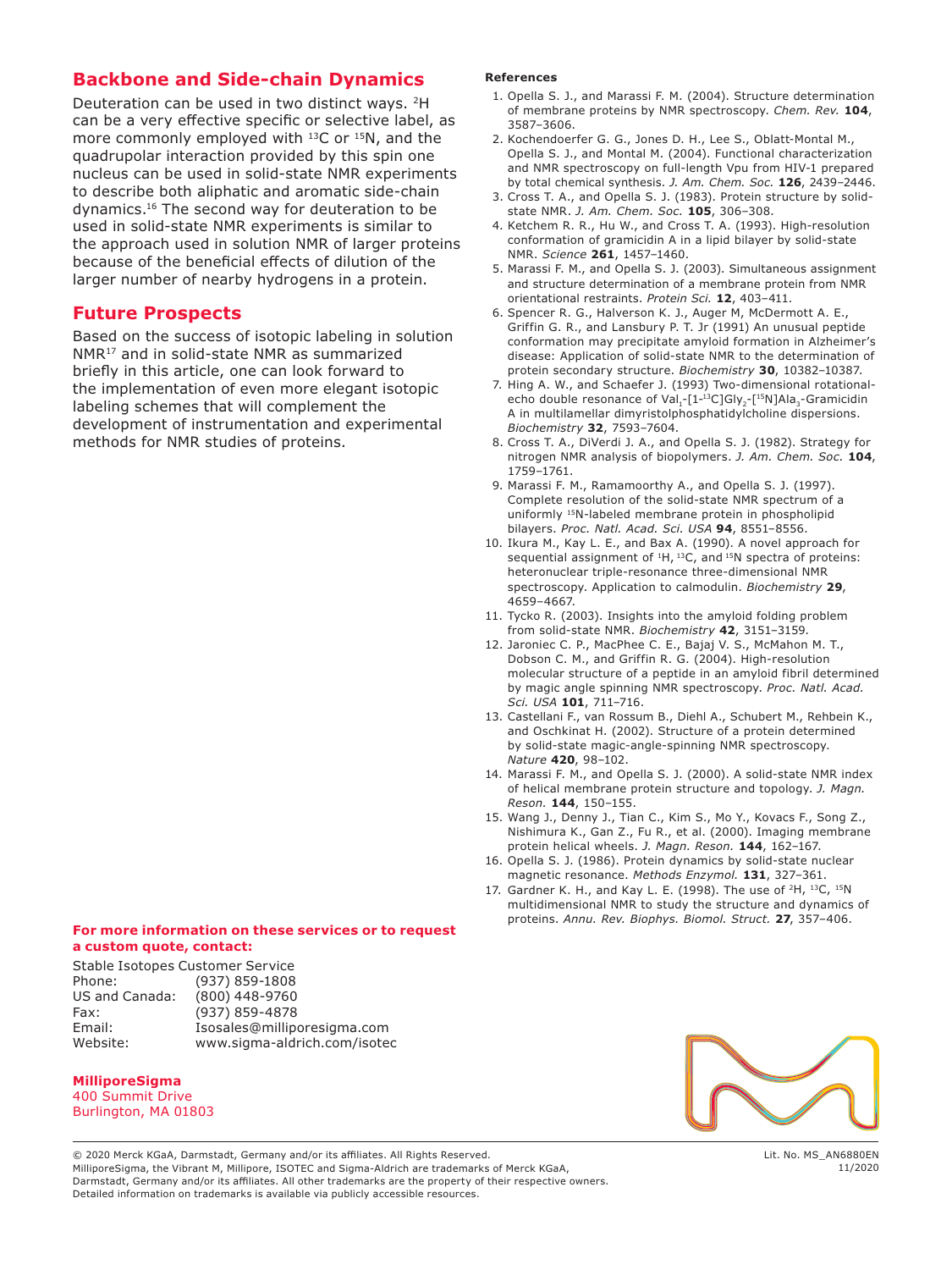## Backbone and Side-chain Dynamics

Deuteration can be used in two distinct ways. $^{2}H$ can be a very effective specific or selective label, as more commonly employed with $^{13}C$ or $^{15}N$, and the quadrupolar interaction provided by this spin one nucleus can be used in solid-state NMR experiments to describe both aliphatic and aromatic side-chain dynamics.[16] The second way for deuteration to be used in solid-state NMR experiments is similar to the approach used in solution NMR of larger proteins because of the beneficial effects of dilution of the larger number of nearby hydrogens in a protein.

## Future Prospects

Based on the success of isotopic labeling in solution NMR[17] and in solid-state NMR as summarized briefly in this article, one can look forward to the implementation of even more elegant isotopic labeling schemes that will complement the development of instrumentation and experimental methods for NMR studies of proteins.

**For more information on these services or to request a custom quote, contact:**

Stable Isotopes Customer Service

| | |
|---|---|
| Phone: | (937) 859-1808 |
| US and Canada: | (800) 448-9760 |
| Fax: | (937) 859-4878 |
| Email: | Isosales@milliporesigma.com |
| Website: | www.sigma-aldrich.com/isotec |

**MilliporeSigma**
400 Summit Drive
Burlington, MA 01803

### References

1. Opella S. J., and Marassi F. M. (2004). Structure determination of membrane proteins by NMR spectroscopy. *Chem. Rev.* **104**, 3587–3606.
2. Kochendoerfer G. G., Jones D. H., Lee S., Oblatt-Montal M., Opella S. J., and Montal M. (2004). Functional characterization and NMR spectroscopy on full-length Vpu from HIV-1 prepared by total chemical synthesis. *J. Am. Chem. Soc.* **126**, 2439–2446.
3. Cross T. A., and Opella S. J. (1983). Protein structure by solid-state NMR. *J. Am. Chem. Soc.* **105**, 306–308.
4. Ketchem R. R., Hu W., and Cross T. A. (1993). High-resolution conformation of gramicidin A in a lipid bilayer by solid-state NMR. *Science* **261**, 1457–1460.
5. Marassi F. M., and Opella S. J. (2003). Simultaneous assignment and structure determination of a membrane protein from NMR orientational restraints. *Protein Sci.* **12**, 403–411.
6. Spencer R. G., Halverson K. J., Auger M, McDermott A. E., Griffin G. R., and Lansbury P. T. Jr (1991) An unusual peptide conformation may precipitate amyloid formation in Alzheimer's disease: Application of solid-state NMR to the determination of protein secondary structure. *Biochemistry* **30**, 10382–10387.
7. Hing A. W., and Schaefer J. (1993) Two-dimensional rotational-echo double resonance of $Val_1$-[1-$^{13}C$]$Gly_2$-[$^{15}N$]$Ala_3$-Gramicidin A in multilamellar dimyristolphosphatidylcholine dispersions. *Biochemistry* **32**, 7593–7604.
8. Cross T. A., DiVerdi J. A., and Opella S. J. (1982). Strategy for nitrogen NMR analysis of biopolymers. *J. Am. Chem. Soc.* **104**, 1759–1761.
9. Marassi F. M., Ramamoorthy A., and Opella S. J. (1997). Complete resolution of the solid-state NMR spectrum of a uniformly $^{15}N$-labeled membrane protein in phospholipid bilayers. *Proc. Natl. Acad. Sci. USA* **94**, 8551–8556.
10. Ikura M., Kay L. E., and Bax A. (1990). A novel approach for sequential assignment of $^{1}H$, $^{13}C$, and $^{15}N$ spectra of proteins: heteronuclear triple-resonance three-dimensional NMR spectroscopy. Application to calmodulin. *Biochemistry* **29**, 4659–4667.
11. Tycko R. (2003). Insights into the amyloid folding problem from solid-state NMR. *Biochemistry* **42**, 3151–3159.
12. Jaroniec C. P., MacPhee C. E., Bajaj V. S., McMahon M. T., Dobson C. M., and Griffin R. G. (2004). High-resolution molecular structure of a peptide in an amyloid fibril determined by magic angle spinning NMR spectroscopy. *Proc. Natl. Acad. Sci. USA* **101**, 711–716.
13. Castellani F., van Rossum B., Diehl A., Schubert M., Rehbein K., and Oschkinat H. (2002). Structure of a protein determined by solid-state magic-angle-spinning NMR spectroscopy. *Nature* **420**, 98–102.
14. Marassi F. M., and Opella S. J. (2000). A solid-state NMR index of helical membrane protein structure and topology. *J. Magn. Reson.* **144**, 150–155.
15. Wang J., Denny J., Tian C., Kim S., Mo Y., Kovacs F., Song Z., Nishimura K., Gan Z., Fu R., et al. (2000). Imaging membrane protein helical wheels. *J. Magn. Reson.* **144**, 162–167.
16. Opella S. J. (1986). Protein dynamics by solid-state nuclear magnetic resonance. *Methods Enzymol.* **131**, 327–361.
17. Gardner K. H., and Kay L. E. (1998). The use of $^{2}H$, $^{13}C$, $^{15}N$ multidimensional NMR to study the structure and dynamics of proteins. *Annu. Rev. Biophys. Biomol. Struct.* **27**, 357–406.

© 2020 Merck KGaA, Darmstadt, Germany and/or its affiliates. All Rights Reserved.
MilliporeSigma, the Vibrant M, Millipore, ISOTEC and Sigma-Aldrich are trademarks of Merck KGaA, Darmstadt, Germany and/or its affiliates. All other trademarks are the property of their respective owners. Detailed information on trademarks is available via publicly accessible resources.

Lit. No. MS_AN6880EN
11/2020